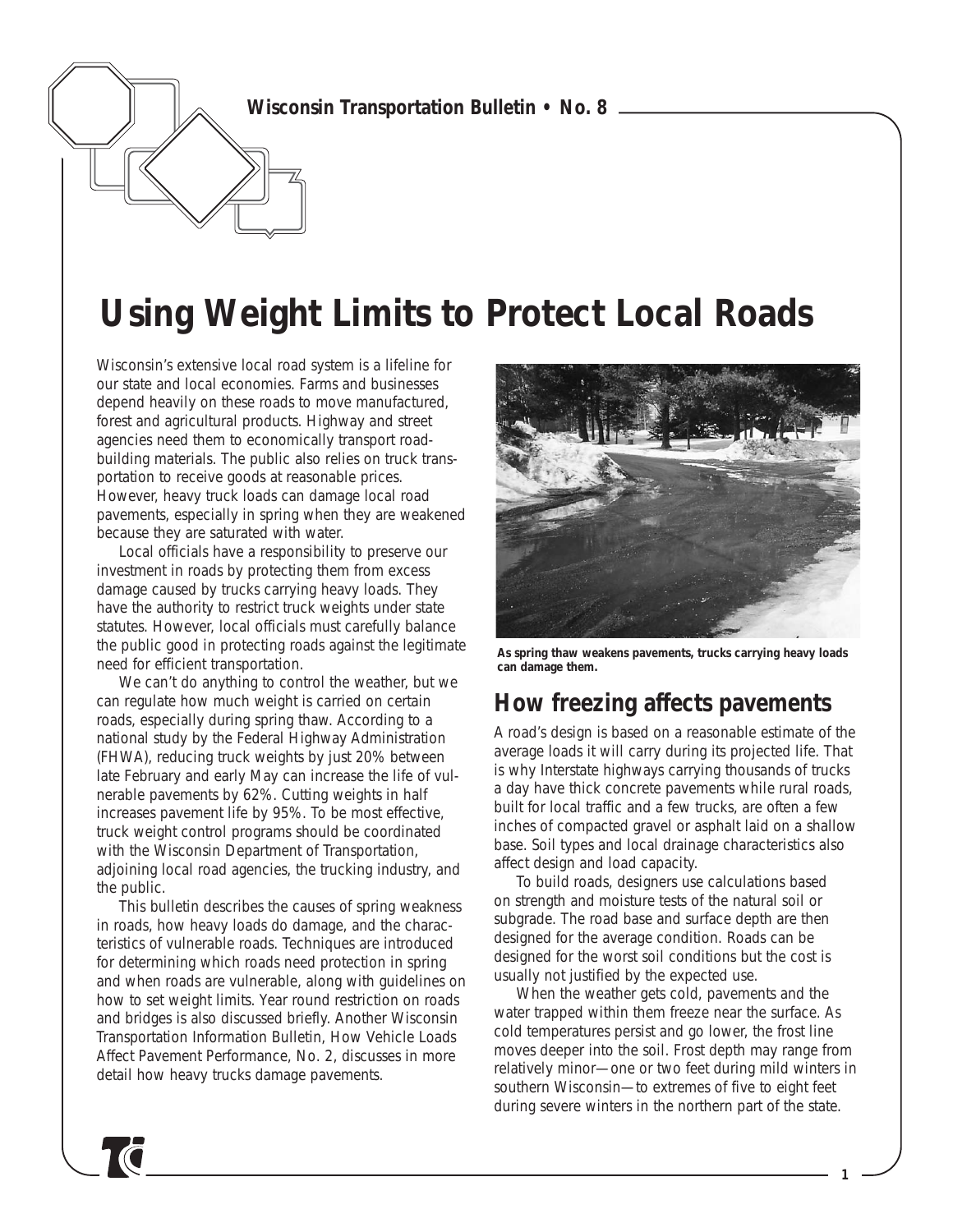# Using Weight Limits to Protect Local Roads

Wisconsin's extensive local road system is a lifeline for our state and local economies. Farms and businesses depend heavily on these roads to move manufactured, forest and agricultural products. Highway and street agencies need them to economically transport road-building materials. The public also relies on truck transportation to receive goods at reasonable prices. However, heavy truck loads can damage local road pavements, especially in spring when they are weakened because they are saturated with water.

Local officials have a responsibility to preserve our investment in roads by protecting them from excess damage caused by trucks carrying heavy loads. They have the authority to restrict truck weights under state statutes. However, local officials must carefully balance the public good in protecting roads against the legitimate need for efficient transportation.

We can't do anything to control the weather, but we can regulate how much weight is carried on certain roads, especially during spring thaw. According to a national study by the Federal Highway Administration (FHWA), reducing truck weights by just 20% between late February and early May can increase the life of vulnerable pavements by 62%. Cutting weights in half increases pavement life by 95%. To be most effective, truck weight control programs should be coordinated with the Wisconsin Department of Transportation, adjoining local road agencies, the trucking industry, and the public.

This bulletin describes the causes of spring weakness in roads, how heavy loads do damage, and the characteristics of vulnerable roads. Techniques are introduced for determining which roads need protection in spring and when roads are vulnerable, along with guidelines on how to set weight limits. Year round restriction on roads and bridges is also discussed briefly. Another Wisconsin Transportation Information Bulletin, How Vehicle Loads Affect Pavement Performance, No. 2, discusses in more detail how heavy trucks damage pavements.

**As spring thaw weakens pavements, trucks carrying heavy loads can damage them.**

## How freezing affects pavements

A road's design is based on a reasonable estimate of the average loads it will carry during its projected life. That is why Interstate highways carrying thousands of trucks a day have thick concrete pavements while rural roads, built for local traffic and a few trucks, are often a few inches of compacted gravel or asphalt laid on a shallow base. Soil types and local drainage characteristics also affect design and load capacity.

To build roads, designers use calculations based on strength and moisture tests of the natural soil or subgrade. The road base and surface depth are then designed for the average condition. Roads can be designed for the worst soil conditions but the cost is usually not justified by the expected use.

When the weather gets cold, pavements and the water trapped within them freeze near the surface. As cold temperatures persist and go lower, the frost line moves deeper into the soil. Frost depth may range from relatively minor—one or two feet during mild winters in southern Wisconsin—to extremes of five to eight feet during severe winters in the northern part of the state.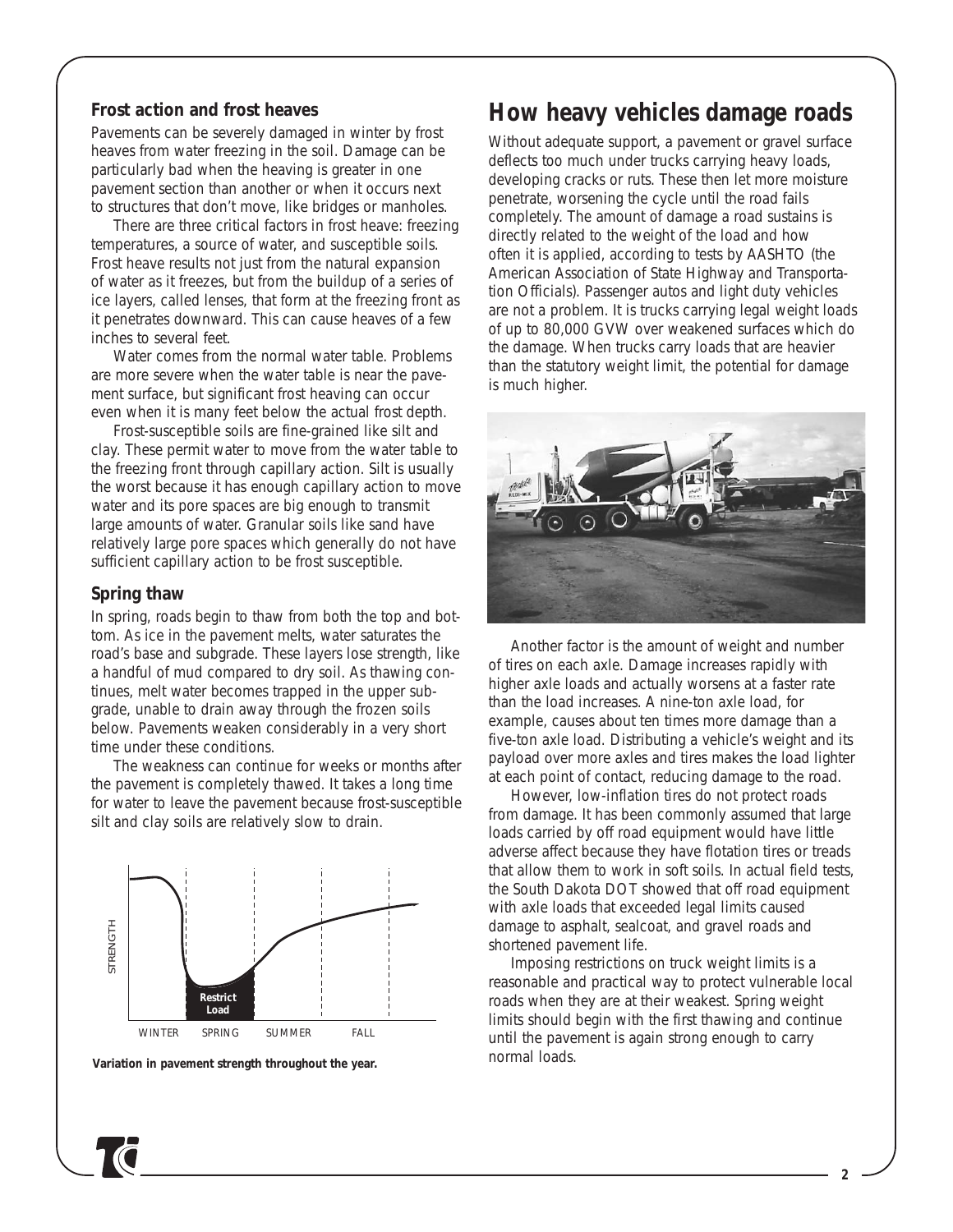### Frost action and frost heaves

Pavements can be severely damaged in winter by frost heaves from water freezing in the soil. Damage can be particularly bad when the heaving is greater in one pavement section than another or when it occurs next to structures that don't move, like bridges or manholes.

There are three critical factors in frost heave: freezing temperatures, a source of water, and susceptible soils. Frost heave results not just from the natural expansion of water as it freezes, but from the buildup of a series of ice layers, called lenses, that form at the freezing front as it penetrates downward. This can cause heaves of a few inches to several feet.

Water comes from the normal water table. Problems are more severe when the water table is near the pavement surface, but significant frost heaving can occur even when it is many feet below the actual frost depth.

Frost-susceptible soils are fine-grained like silt and clay. These permit water to move from the water table to the freezing front through capillary action. Silt is usually the worst because it has enough capillary action to move water and its pore spaces are big enough to transmit large amounts of water. Granular soils like sand have relatively large pore spaces which generally do not have sufficient capillary action to be frost susceptible.

### Spring thaw

In spring, roads begin to thaw from both the top and bottom. As ice in the pavement melts, water saturates the road's base and subgrade. These layers lose strength, like a handful of mud compared to dry soil. As thawing continues, melt water becomes trapped in the upper subgrade, unable to drain away through the frozen soils below. Pavements weaken considerably in a very short time under these conditions.

The weakness can continue for weeks or months after the pavement is completely thawed. It takes a long time for water to leave the pavement because frost-susceptible silt and clay soils are relatively slow to drain.

**Variation in pavement strength throughout the year.**

## How heavy vehicles damage roads

Without adequate support, a pavement or gravel surface deflects too much under trucks carrying heavy loads, developing cracks or ruts. These then let more moisture penetrate, worsening the cycle until the road fails completely. The amount of damage a road sustains is directly related to the weight of the load and how often it is applied, according to tests by AASHTO (the American Association of State Highway and Transportation Officials). Passenger autos and light duty vehicles are not a problem. It is trucks carrying legal weight loads of up to 80,000 GVW over weakened surfaces which do the damage. When trucks carry loads that are heavier than the statutory weight limit, the potential for damage is much higher.

Another factor is the amount of weight and number of tires on each axle. Damage increases rapidly with higher axle loads and actually worsens at a faster rate than the load increases. A nine-ton axle load, for example, causes about ten times more damage than a five-ton axle load. Distributing a vehicle's weight and its payload over more axles and tires makes the load lighter at each point of contact, reducing damage to the road.

However, low-inflation tires do not protect roads from damage. It has been commonly assumed that large loads carried by off road equipment would have little adverse affect because they have flotation tires or treads that allow them to work in soft soils. In actual field tests, the South Dakota DOT showed that off road equipment with axle loads that exceeded legal limits caused damage to asphalt, sealcoat, and gravel roads and shortened pavement life.

Imposing restrictions on truck weight limits is a reasonable and practical way to protect vulnerable local roads when they are at their weakest. Spring weight limits should begin with the first thawing and continue until the pavement is again strong enough to carry normal loads.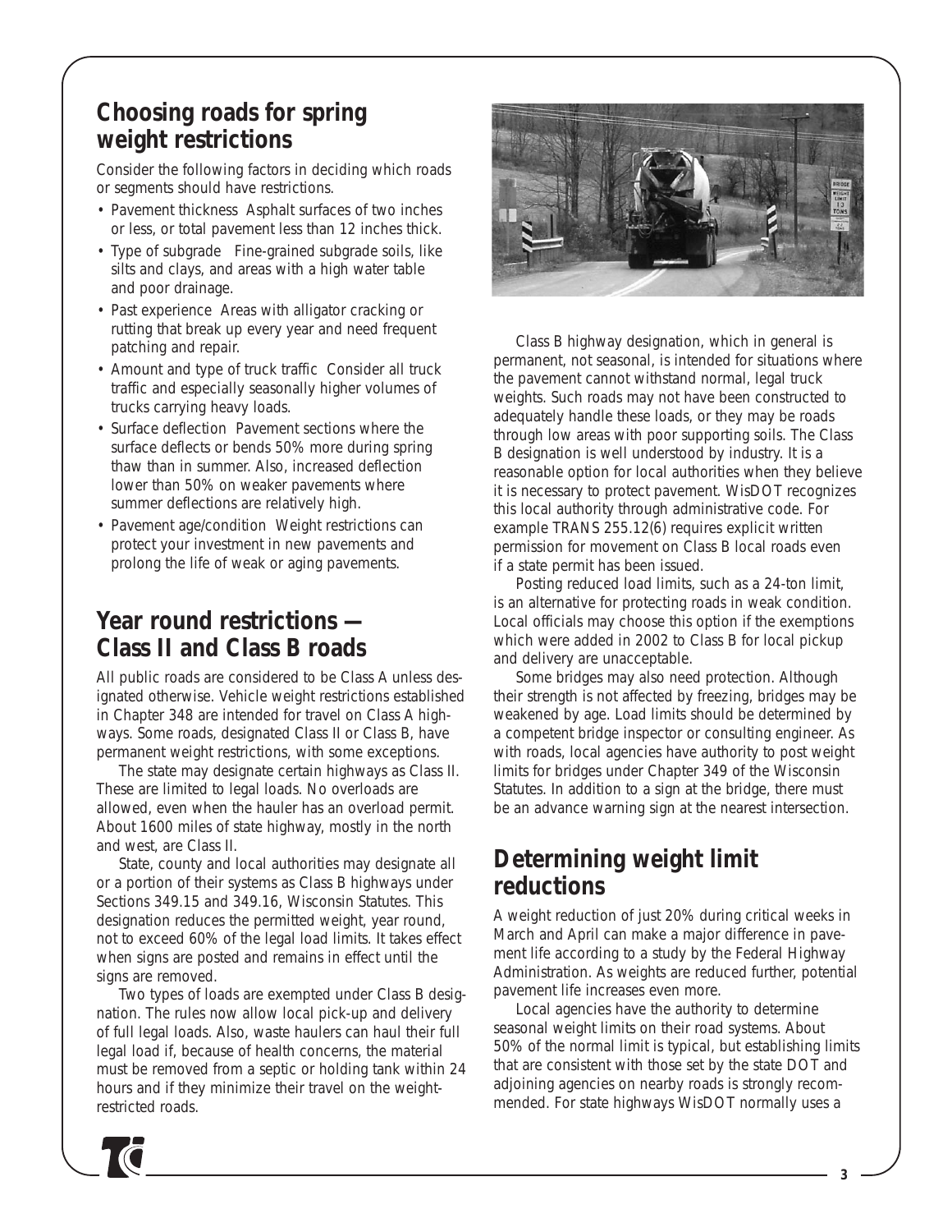## Choosing roads for spring weight restrictions

Consider the following factors in deciding which roads or segments should have restrictions.

- Pavement thickness Asphalt surfaces of two inches or less, or total pavement less than 12 inches thick.
- Type of subgrade Fine-grained subgrade soils, like silts and clays, and areas with a high water table and poor drainage.
- Past experience Areas with alligator cracking or rutting that break up every year and need frequent patching and repair.
- Amount and type of truck traffic Consider all truck traffic and especially seasonally higher volumes of trucks carrying heavy loads.
- Surface deflection Pavement sections where the surface deflects or bends 50% more during spring thaw than in summer. Also, increased deflection lower than 50% on weaker pavements where summer deflections are relatively high.
- Pavement age/condition Weight restrictions can protect your investment in new pavements and prolong the life of weak or aging pavements.

## Year round restrictions — Class II and Class B roads

All public roads are considered to be Class A unless designated otherwise. Vehicle weight restrictions established in Chapter 348 are intended for travel on Class A highways. Some roads, designated Class II or Class B, have permanent weight restrictions, with some exceptions.

The state may designate certain highways as Class II. These are limited to legal loads. No overloads are allowed, even when the hauler has an overload permit. About 1600 miles of state highway, mostly in the north and west, are Class II.

State, county and local authorities may designate all or a portion of their systems as Class B highways under Sections 349.15 and 349.16, Wisconsin Statutes. This designation reduces the permitted weight, year round, not to exceed 60% of the legal load limits. It takes effect when signs are posted and remains in effect until the signs are removed.

Two types of loads are exempted under Class B designation. The rules now allow local pick-up and delivery of full legal loads. Also, waste haulers can haul their full legal load if, because of health concerns, the material must be removed from a septic or holding tank within 24 hours and if they minimize their travel on the weight-restricted roads.

Class B highway designation, which in general is permanent, not seasonal, is intended for situations where the pavement cannot withstand normal, legal truck weights. Such roads may not have been constructed to adequately handle these loads, or they may be roads through low areas with poor supporting soils. The Class B designation is well understood by industry. It is a reasonable option for local authorities when they believe it is necessary to protect pavement. WisDOT recognizes this local authority through administrative code. For example TRANS 255.12(6) requires explicit written permission for movement on Class B local roads even if a state permit has been issued.

Posting reduced load limits, such as a 24-ton limit, is an alternative for protecting roads in weak condition. Local officials may choose this option if the exemptions which were added in 2002 to Class B for local pickup and delivery are unacceptable.

Some bridges may also need protection. Although their strength is not affected by freezing, bridges may be weakened by age. Load limits should be determined by a competent bridge inspector or consulting engineer. As with roads, local agencies have authority to post weight limits for bridges under Chapter 349 of the Wisconsin Statutes. In addition to a sign at the bridge, there must be an advance warning sign at the nearest intersection.

## Determining weight limit reductions

A weight reduction of just 20% during critical weeks in March and April can make a major difference in pavement life according to a study by the Federal Highway Administration. As weights are reduced further, potential pavement life increases even more.

Local agencies have the authority to determine seasonal weight limits on their road systems. About 50% of the normal limit is typical, but establishing limits that are consistent with those set by the state DOT and adjoining agencies on nearby roads is strongly recommended. For state highways WisDOT normally uses a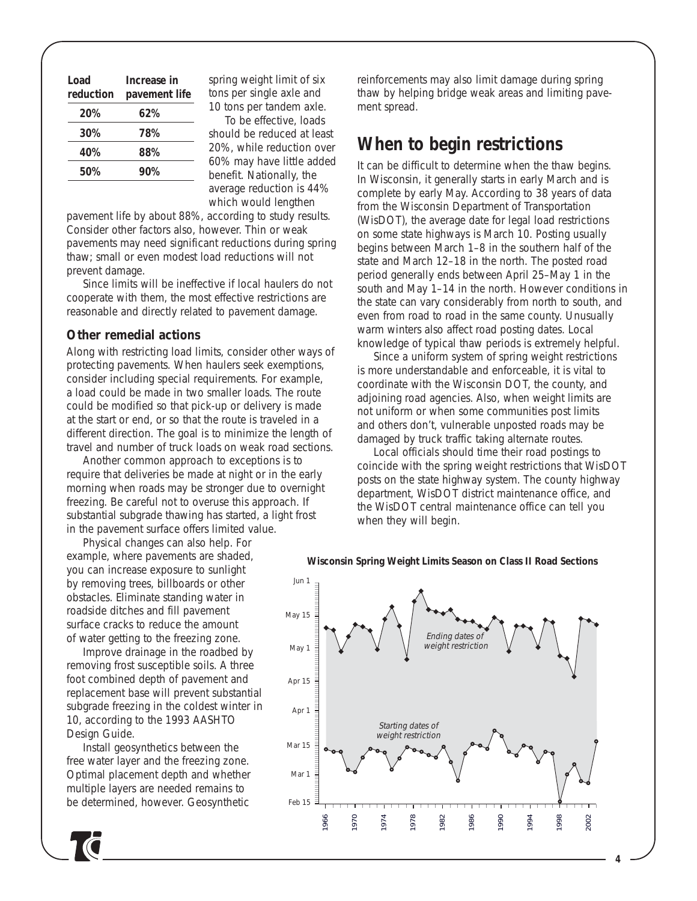| Load reduction | Increase in pavement life |
|---|---|
| 20% | 62% |
| 30% | 78% |
| 40% | 88% |
| 50% | 90% |

spring weight limit of six tons per single axle and 10 tons per tandem axle.

To be effective, loads should be reduced at least 20%, while reduction over 60% may have little added benefit. Nationally, the average reduction is 44% which would lengthen pavement life by about 88%, according to study results. Consider other factors also, however. Thin or weak pavements may need significant reductions during spring thaw; small or even modest load reductions will not prevent damage.

Since limits will be ineffective if local haulers do not cooperate with them, the most effective restrictions are reasonable and directly related to pavement damage.

### Other remedial actions

Along with restricting load limits, consider other ways of protecting pavements. When haulers seek exemptions, consider including special requirements. For example, a load could be made in two smaller loads. The route could be modified so that pick-up or delivery is made at the start or end, or so that the route is traveled in a different direction. The goal is to minimize the length of travel and number of truck loads on weak road sections.

Another common approach to exceptions is to require that deliveries be made at night or in the early morning when roads may be stronger due to overnight freezing. Be careful not to overuse this approach. If substantial subgrade thawing has started, a light frost in the pavement surface offers limited value.

Physical changes can also help. For example, where pavements are shaded, you can increase exposure to sunlight by removing trees, billboards or other obstacles. Eliminate standing water in roadside ditches and fill pavement surface cracks to reduce the amount of water getting to the freezing zone.

Improve drainage in the roadbed by removing frost susceptible soils. A three foot combined depth of pavement and replacement base will prevent substantial subgrade freezing in the coldest winter in 10, according to the 1993 AASHTO Design Guide.

Install geosynthetics between the free water layer and the freezing zone. Optimal placement depth and whether multiple layers are needed remains to be determined, however. Geosynthetic reinforcements may also limit damage during spring thaw by helping bridge weak areas and limiting pavement spread.

## When to begin restrictions

It can be difficult to determine when the thaw begins. In Wisconsin, it generally starts in early March and is complete by early May. According to 38 years of data from the Wisconsin Department of Transportation (WisDOT), the average date for legal load restrictions on some state highways is March 10. Posting usually begins between March 1–8 in the southern half of the state and March 12–18 in the north. The posted road period generally ends between April 25–May 1 in the south and May 1–14 in the north. However conditions in the state can vary considerably from north to south, and even from road to road in the same county. Unusually warm winters also affect road posting dates. Local knowledge of typical thaw periods is extremely helpful.

Since a uniform system of spring weight restrictions is more understandable and enforceable, it is vital to coordinate with the Wisconsin DOT, the county, and adjoining road agencies. Also, when weight limits are not uniform or when some communities post limits and others don't, vulnerable unposted roads may be damaged by truck traffic taking alternate routes.

Local officials should time their road postings to coincide with the spring weight restrictions that WisDOT posts on the state highway system. The county highway department, WisDOT district maintenance office, and the WisDOT central maintenance office can tell you when they will begin.

**Wisconsin Spring Weight Limits Season on Class II Road Sections**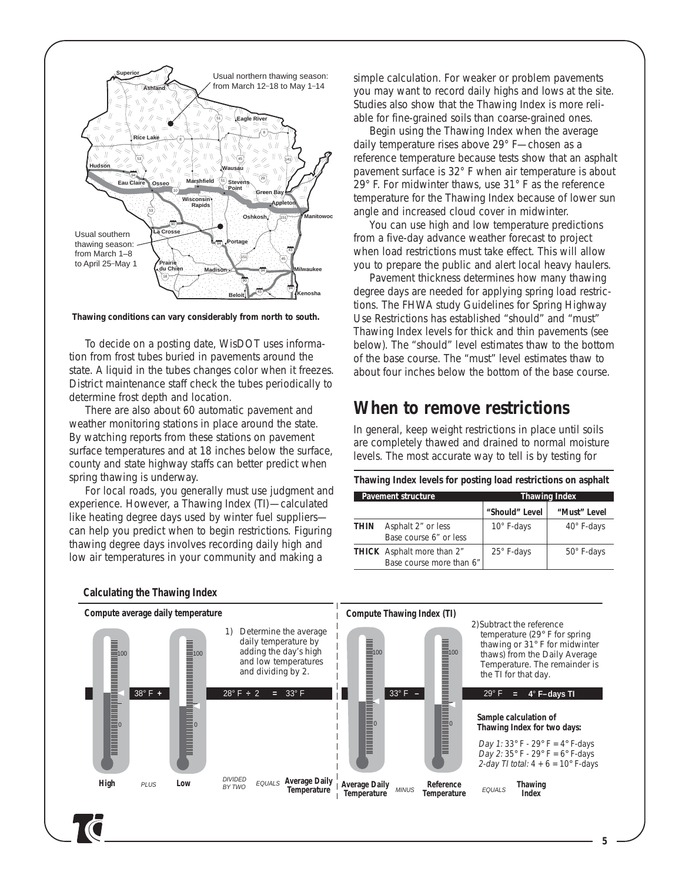Usual northern thawing season: from March 12–18 to May 1–14

Usual southern thawing season: from March 1–8 to April 25–May 1

**Thawing conditions can vary considerably from north to south.**

To decide on a posting date, WisDOT uses information from frost tubes buried in pavements around the state. A liquid in the tubes changes color when it freezes. District maintenance staff check the tubes periodically to determine frost depth and location.

There are also about 60 automatic pavement and weather monitoring stations in place around the state. By watching reports from these stations on pavement surface temperatures and at 18 inches below the surface, county and state highway staffs can better predict when spring thawing is underway.

For local roads, you generally must use judgment and experience. However, a Thawing Index (TI)—calculated like heating degree days used by winter fuel suppliers—can help you predict when to begin restrictions. Figuring thawing degree days involves recording daily high and low air temperatures in your community and making a simple calculation. For weaker or problem pavements you may want to record daily highs and lows at the site. Studies also show that the Thawing Index is more reliable for fine-grained soils than coarse-grained ones.

Begin using the Thawing Index when the average daily temperature rises above 29° F—chosen as a reference temperature because tests show that an asphalt pavement surface is 32° F when air temperature is about 29° F. For midwinter thaws, use 31° F as the reference temperature for the Thawing Index because of lower sun angle and increased cloud cover in midwinter.

You can use high and low temperature predictions from a five-day advance weather forecast to project when load restrictions must take effect. This will allow you to prepare the public and alert local heavy haulers.

Pavement thickness determines how many thawing degree days are needed for applying spring load restrictions. The FHWA study Guidelines for Spring Highway Use Restrictions has established "should" and "must" Thawing Index levels for thick and thin pavements (see below). The "should" level estimates thaw to the bottom of the base course. The "must" level estimates thaw to about four inches below the bottom of the base course.

## When to remove restrictions

In general, keep weight restrictions in place until soils are completely thawed and drained to normal moisture levels. The most accurate way to tell is by testing for

**Thawing Index levels for posting load restrictions on asphalt**

| Pavement structure | | Thawing Index | |
|---|---|---|---|
| | | "Should" Level | "Must" Level |
| **THIN** | Asphalt 2" or less<br>Base course 6" or less | 10° F-days | 40° F-days |
| **THICK** | Asphalt more than 2"<br>Base course more than 6" | 25° F-days | 50° F-days |

### Calculating the Thawing Index

**Compute average daily temperature**

1) Determine the average daily temperature by adding the day's high and low temperatures and dividing by 2.

High 38° F *PLUS* Low 28° F *DIVIDED BY TWO* ÷ 2 *EQUALS* 33° F Average Daily Temperature

**Compute Thawing Index (TI)**

2) Subtract the reference temperature (29° F for spring thawing or 31° F for midwinter thaws) from the Daily Average Temperature. The remainder is the TI for that day.

Average Daily Temperature 33° F *MINUS* Reference Temperature 29° F *EQUALS* **4° F–days TI** Thawing Index

**Sample calculation of Thawing Index for two days:**

*Day 1:* 33° F - 29° F = 4° F-days
*Day 2:* 35° F - 29° F = 6° F-days
*2-day TI total:* 4 + 6 = 10° F-days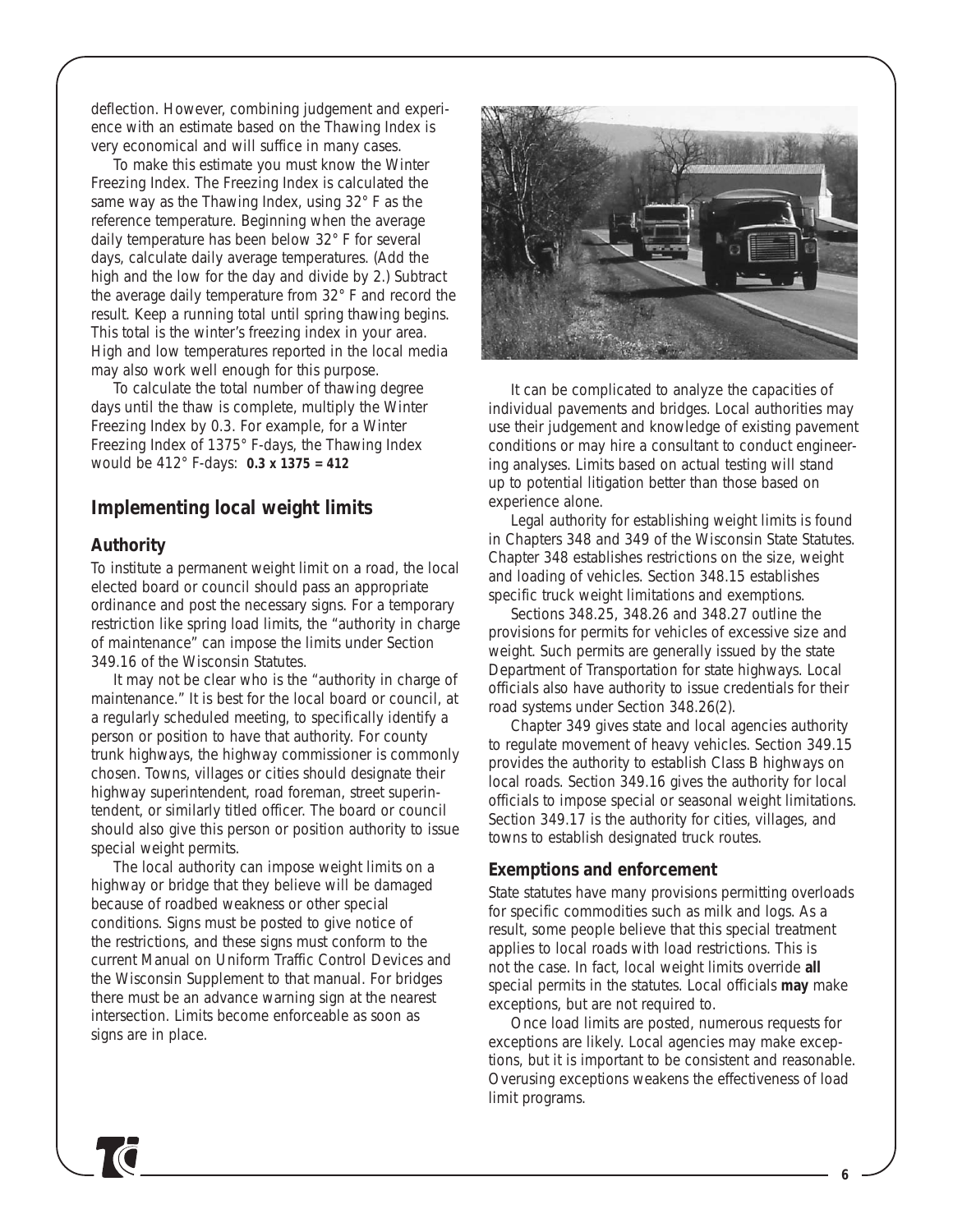deflection. However, combining judgement and experience with an estimate based on the Thawing Index is very economical and will suffice in many cases.

To make this estimate you must know the Winter Freezing Index. The Freezing Index is calculated the same way as the Thawing Index, using 32° F as the reference temperature. Beginning when the average daily temperature has been below 32° F for several days, calculate daily average temperatures. (Add the high and the low for the day and divide by 2.) Subtract the average daily temperature from 32° F and record the result. Keep a running total until spring thawing begins. This total is the winter's freezing index in your area. High and low temperatures reported in the local media may also work well enough for this purpose.

To calculate the total number of thawing degree days until the thaw is complete, multiply the Winter Freezing Index by 0.3. For example, for a Winter Freezing Index of 1375° F-days, the Thawing Index would be 412° F-days: **0.3 x 1375 = 412**

## Implementing local weight limits

### Authority

To institute a permanent weight limit on a road, the local elected board or council should pass an appropriate ordinance and post the necessary signs. For a temporary restriction like spring load limits, the "authority in charge of maintenance" can impose the limits under Section 349.16 of the Wisconsin Statutes.

It may not be clear who is the "authority in charge of maintenance." It is best for the local board or council, at a regularly scheduled meeting, to specifically identify a person or position to have that authority. For county trunk highways, the highway commissioner is commonly chosen. Towns, villages or cities should designate their highway superintendent, road foreman, street superintendent, or similarly titled officer. The board or council should also give this person or position authority to issue special weight permits.

The local authority can impose weight limits on a highway or bridge that they believe will be damaged because of roadbed weakness or other special conditions. Signs must be posted to give notice of the restrictions, and these signs must conform to the current Manual on Uniform Traffic Control Devices and the Wisconsin Supplement to that manual. For bridges there must be an advance warning sign at the nearest intersection. Limits become enforceable as soon as signs are in place.

It can be complicated to analyze the capacities of individual pavements and bridges. Local authorities may use their judgement and knowledge of existing pavement conditions or may hire a consultant to conduct engineering analyses. Limits based on actual testing will stand up to potential litigation better than those based on experience alone.

Legal authority for establishing weight limits is found in Chapters 348 and 349 of the Wisconsin State Statutes. Chapter 348 establishes restrictions on the size, weight and loading of vehicles. Section 348.15 establishes specific truck weight limitations and exemptions.

Sections 348.25, 348.26 and 348.27 outline the provisions for permits for vehicles of excessive size and weight. Such permits are generally issued by the state Department of Transportation for state highways. Local officials also have authority to issue credentials for their road systems under Section 348.26(2).

Chapter 349 gives state and local agencies authority to regulate movement of heavy vehicles. Section 349.15 provides the authority to establish Class B highways on local roads. Section 349.16 gives the authority for local officials to impose special or seasonal weight limitations. Section 349.17 is the authority for cities, villages, and towns to establish designated truck routes.

### Exemptions and enforcement

State statutes have many provisions permitting overloads for specific commodities such as milk and logs. As a result, some people believe that this special treatment applies to local roads with load restrictions. This is not the case. In fact, local weight limits override **all** special permits in the statutes. Local officials **may** make exceptions, but are not required to.

Once load limits are posted, numerous requests for exceptions are likely. Local agencies may make exceptions, but it is important to be consistent and reasonable. Overusing exceptions weakens the effectiveness of load limit programs.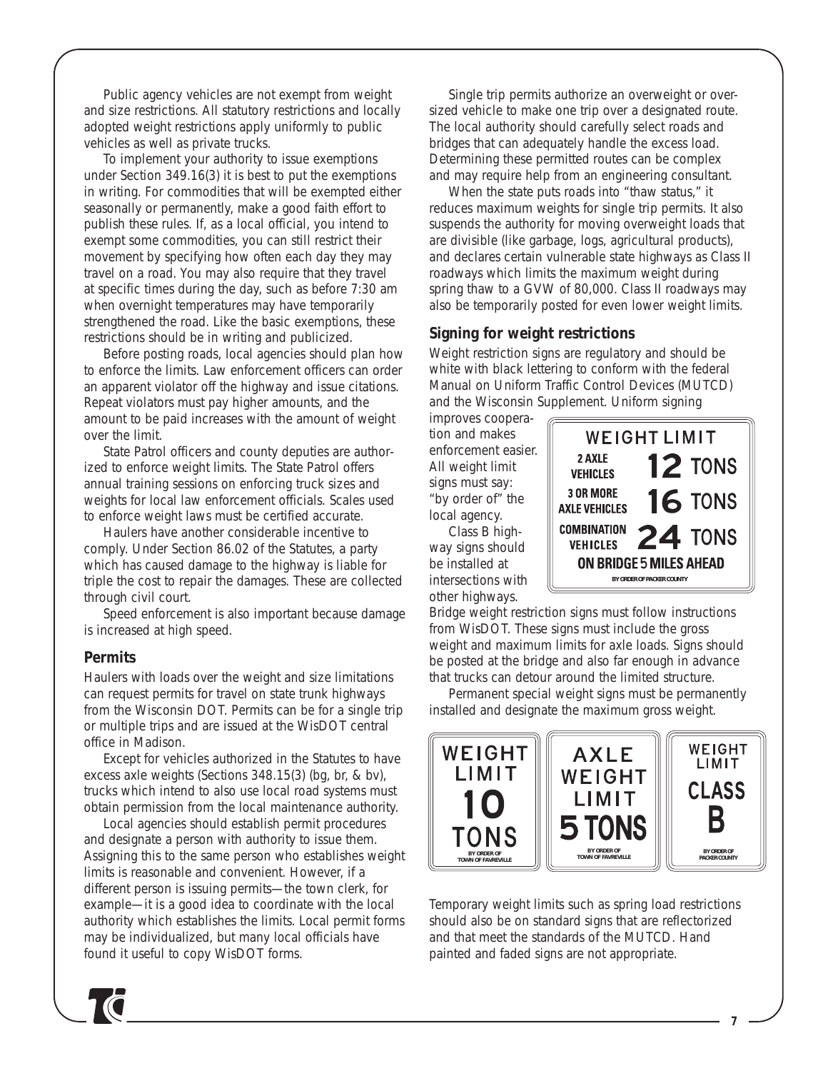Public agency vehicles are not exempt from weight and size restrictions. All statutory restrictions and locally adopted weight restrictions apply uniformly to public vehicles as well as private trucks.

To implement your authority to issue exemptions under Section 349.16(3) it is best to put the exemptions in writing. For commodities that will be exempted either seasonally or permanently, make a good faith effort to publish these rules. If, as a local official, you intend to exempt some commodities, you can still restrict their movement by specifying how often each day they may travel on a road. You may also require that they travel at specific times during the day, such as before 7:30 am when overnight temperatures may have temporarily strengthened the road. Like the basic exemptions, these restrictions should be in writing and publicized.

Before posting roads, local agencies should plan how to enforce the limits. Law enforcement officers can order an apparent violator off the highway and issue citations. Repeat violators must pay higher amounts, and the amount to be paid increases with the amount of weight over the limit.

State Patrol officers and county deputies are authorized to enforce weight limits. The State Patrol offers annual training sessions on enforcing truck sizes and weights for local law enforcement officials. Scales used to enforce weight laws must be certified accurate.

Haulers have another considerable incentive to comply. Under Section 86.02 of the Statutes, a party which has caused damage to the highway is liable for triple the cost to repair the damages. These are collected through civil court.

Speed enforcement is also important because damage is increased at high speed.

## Permits

Haulers with loads over the weight and size limitations can request permits for travel on state trunk highways from the Wisconsin DOT. Permits can be for a single trip or multiple trips and are issued at the WisDOT central office in Madison.

Except for vehicles authorized in the Statutes to have excess axle weights (Sections 348.15(3) (bg, br, & bv), trucks which intend to also use local road systems must obtain permission from the local maintenance authority.

Local agencies should establish permit procedures and designate a person with authority to issue them. Assigning this to the same person who establishes weight limits is reasonable and convenient. However, if a different person is issuing permits—the town clerk, for example—it is a good idea to coordinate with the local authority which establishes the limits. Local permit forms may be individualized, but many local officials have found it useful to copy WisDOT forms.

Single trip permits authorize an overweight or oversized vehicle to make one trip over a designated route. The local authority should carefully select roads and bridges that can adequately handle the excess load. Determining these permitted routes can be complex and may require help from an engineering consultant.

When the state puts roads into "thaw status," it reduces maximum weights for single trip permits. It also suspends the authority for moving overweight loads that are divisible (like garbage, logs, agricultural products), and declares certain vulnerable state highways as Class II roadways which limits the maximum weight during spring thaw to a GVW of 80,000. Class II roadways may also be temporarily posted for even lower weight limits.

## Signing for weight restrictions

Weight restriction signs are regulatory and should be white with black lettering to conform with the federal Manual on Uniform Traffic Control Devices (MUTCD) and the Wisconsin Supplement. Uniform signing improves cooperation and makes enforcement easier. All weight limit signs must say: "by order of" the local agency.

Class B highway signs should be installed at intersections with other highways.

WEIGHT LIMIT
2 AXLE VEHICLES 12 TONS
3 OR MORE AXLE VEHICLES 16 TONS
COMBINATION VEHICLES 24 TONS
ON BRIDGE 5 MILES AHEAD
BY ORDER OF PACKER COUNTY

Bridge weight restriction signs must follow instructions from WisDOT. These signs must include the gross weight and maximum limits for axle loads. Signs should be posted at the bridge and also far enough in advance that trucks can detour around the limited structure.

Permanent special weight signs must be permanently installed and designate the maximum gross weight.

WEIGHT LIMIT 10 TONS — BY ORDER OF TOWN OF FAVREVILLE

AXLE WEIGHT LIMIT 5 TONS — BY ORDER OF TOWN OF FAVREVILLE

WEIGHT LIMIT CLASS B — BY ORDER OF PACKER COUNTY

Temporary weight limits such as spring load restrictions should also be on standard signs that are reflectorized and that meet the standards of the MUTCD. Hand painted and faded signs are not appropriate.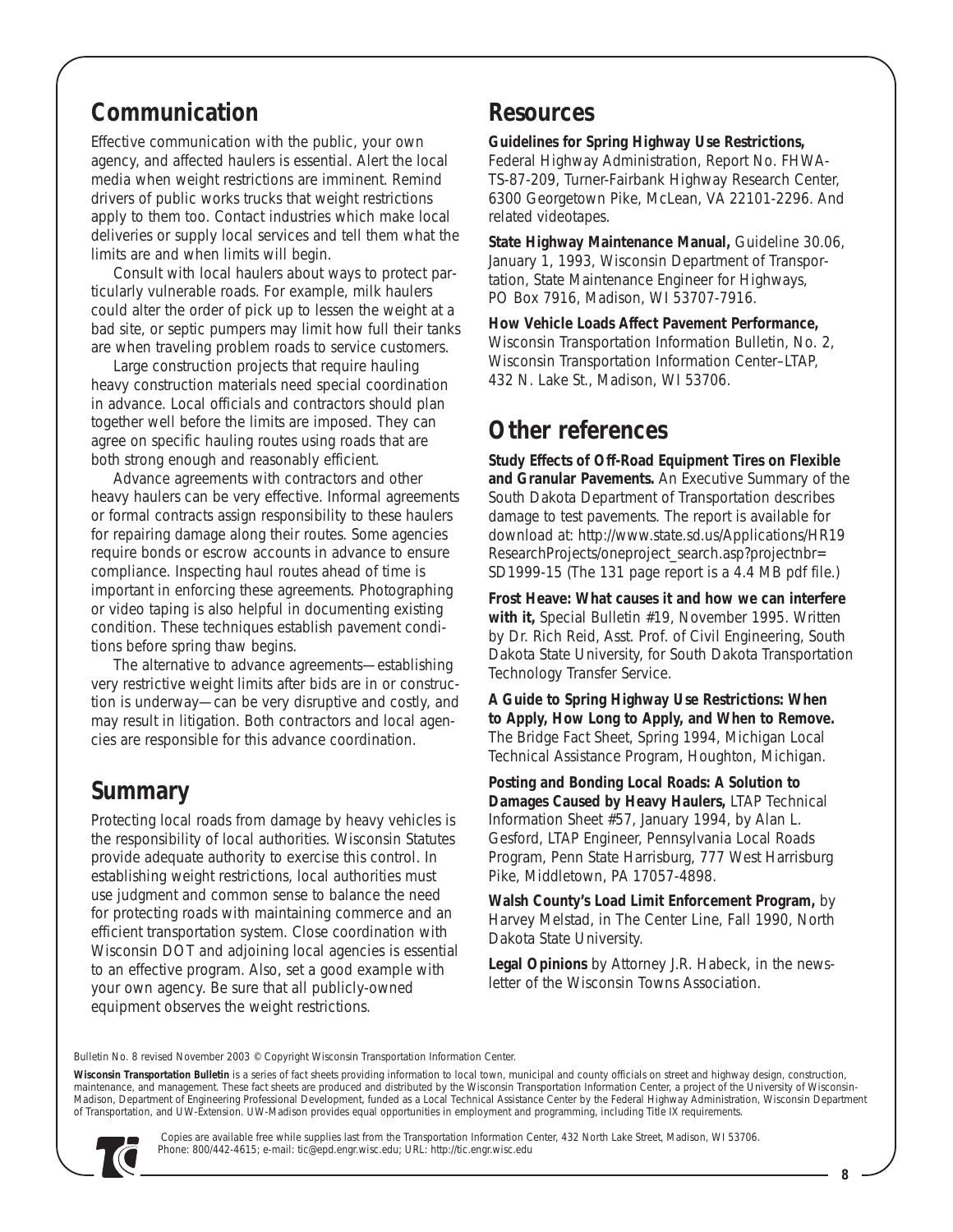## Communication

Effective communication with the public, your own agency, and affected haulers is essential. Alert the local media when weight restrictions are imminent. Remind drivers of public works trucks that weight restrictions apply to them too. Contact industries which make local deliveries or supply local services and tell them what the limits are and when limits will begin.

Consult with local haulers about ways to protect particularly vulnerable roads. For example, milk haulers could alter the order of pick up to lessen the weight at a bad site, or septic pumpers may limit how full their tanks are when traveling problem roads to service customers.

Large construction projects that require hauling heavy construction materials need special coordination in advance. Local officials and contractors should plan together well before the limits are imposed. They can agree on specific hauling routes using roads that are both strong enough and reasonably efficient.

Advance agreements with contractors and other heavy haulers can be very effective. Informal agreements or formal contracts assign responsibility to these haulers for repairing damage along their routes. Some agencies require bonds or escrow accounts in advance to ensure compliance. Inspecting haul routes ahead of time is important in enforcing these agreements. Photographing or video taping is also helpful in documenting existing condition. These techniques establish pavement conditions before spring thaw begins.

The alternative to advance agreements—establishing very restrictive weight limits after bids are in or construction is underway—can be very disruptive and costly, and may result in litigation. Both contractors and local agencies are responsible for this advance coordination.

## Summary

Protecting local roads from damage by heavy vehicles is the responsibility of local authorities. Wisconsin Statutes provide adequate authority to exercise this control. In establishing weight restrictions, local authorities must use judgment and common sense to balance the need for protecting roads with maintaining commerce and an efficient transportation system. Close coordination with Wisconsin DOT and adjoining local agencies is essential to an effective program. Also, set a good example with your own agency. Be sure that all publicly-owned equipment observes the weight restrictions.

## Resources

**Guidelines for Spring Highway Use Restrictions,** Federal Highway Administration, Report No. FHWA-TS-87-209, Turner-Fairbank Highway Research Center, 6300 Georgetown Pike, McLean, VA 22101-2296. And related videotapes.

**State Highway Maintenance Manual,** Guideline 30.06, January 1, 1993, Wisconsin Department of Transportation, State Maintenance Engineer for Highways, PO Box 7916, Madison, WI 53707-7916.

**How Vehicle Loads Affect Pavement Performance,** Wisconsin Transportation Information Bulletin, No. 2, Wisconsin Transportation Information Center–LTAP, 432 N. Lake St., Madison, WI 53706.

## Other references

**Study Effects of Off-Road Equipment Tires on Flexible and Granular Pavements.** An Executive Summary of the South Dakota Department of Transportation describes damage to test pavements. The report is available for download at: http://www.state.sd.us/Applications/HR19 ResearchProjects/oneproject_search.asp?projectnbr= SD1999-15 (The 131 page report is a 4.4 MB pdf file.)

**Frost Heave: What causes it and how we can interfere with it,** Special Bulletin #19, November 1995. Written by Dr. Rich Reid, Asst. Prof. of Civil Engineering, South Dakota State University, for South Dakota Transportation Technology Transfer Service.

**A Guide to Spring Highway Use Restrictions: When to Apply, How Long to Apply, and When to Remove.** The Bridge Fact Sheet, Spring 1994, Michigan Local Technical Assistance Program, Houghton, Michigan.

**Posting and Bonding Local Roads: A Solution to Damages Caused by Heavy Haulers,** LTAP Technical Information Sheet #57, January 1994, by Alan L. Gesford, LTAP Engineer, Pennsylvania Local Roads Program, Penn State Harrisburg, 777 West Harrisburg Pike, Middletown, PA 17057-4898.

**Walsh County's Load Limit Enforcement Program,** by Harvey Melstad, in The Center Line, Fall 1990, North Dakota State University.

**Legal Opinions** by Attorney J.R. Habeck, in the newsletter of the Wisconsin Towns Association.

Bulletin No. 8 revised November 2003 © Copyright Wisconsin Transportation Information Center.

**Wisconsin Transportation Bulletin** is a series of fact sheets providing information to local town, municipal and county officials on street and highway design, construction, maintenance, and management. These fact sheets are produced and distributed by the Wisconsin Transportation Information Center, a project of the University of Wisconsin-Madison, Department of Engineering Professional Development, funded as a Local Technical Assistance Center by the Federal Highway Administration, Wisconsin Department of Transportation, and UW-Extension. UW-Madison provides equal opportunities in employment and programming, including Title IX requirements.

Copies are available free while supplies last from the Transportation Information Center, 432 North Lake Street, Madison, WI 53706. Phone: 800/442-4615; e-mail: tic@epd.engr.wisc.edu; URL: http://tic.engr.wisc.edu